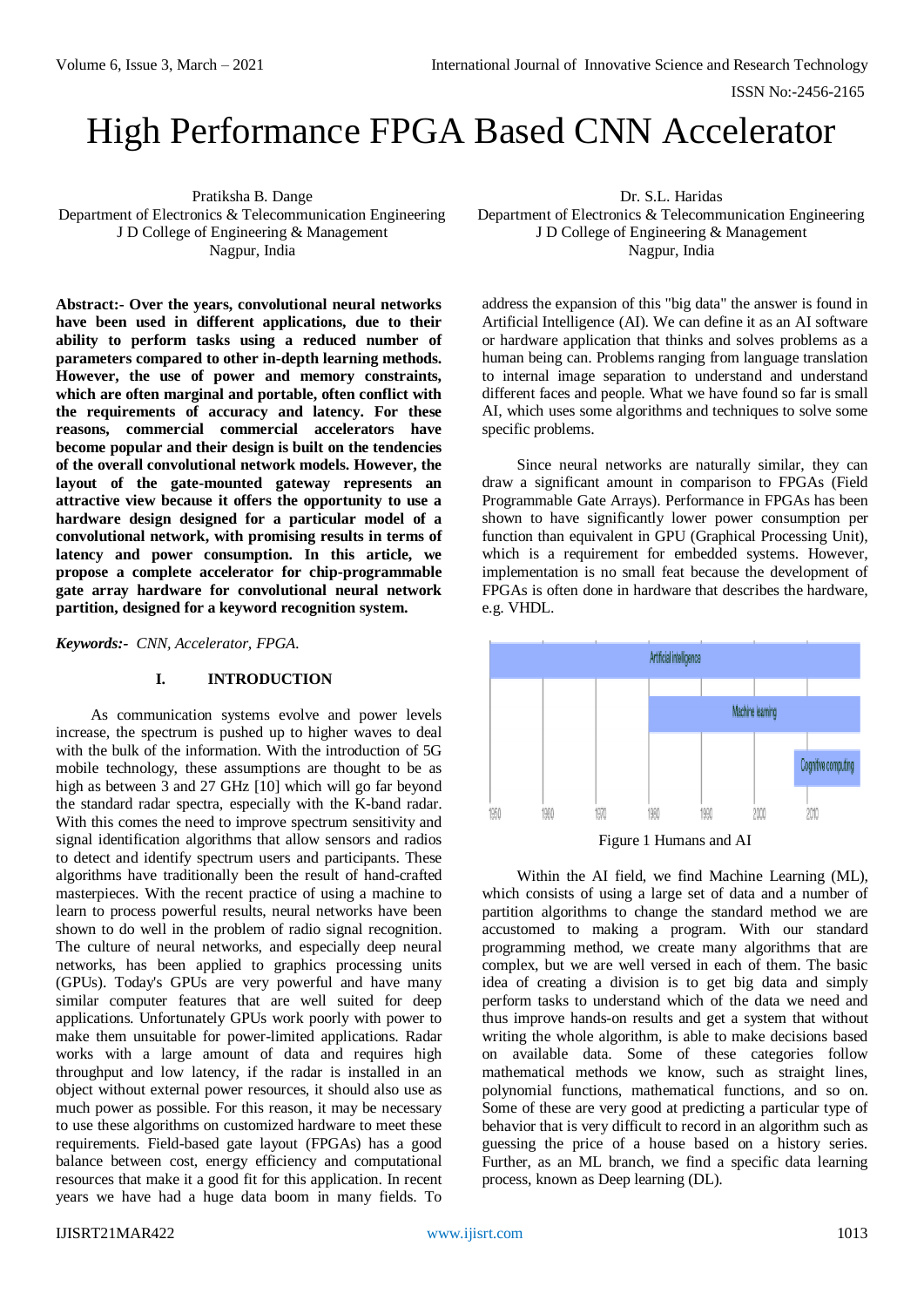# High Performance FPGA Based CNN Accelerator

Pratiksha B. Dange
Department of Electronics & Telecommunication Engineering
J D College of Engineering & Management
Nagpur, India

Dr. S.L. Haridas
Department of Electronics & Telecommunication Engineering
J D College of Engineering & Management
Nagpur, India

**Abstract:- Over the years, convolutional neural networks have been used in different applications, due to their ability to perform tasks using a reduced number of parameters compared to other in-depth learning methods. However, the use of power and memory constraints, which are often marginal and portable, often conflict with the requirements of accuracy and latency. For these reasons, commercial commercial accelerators have become popular and their design is built on the tendencies of the overall convolutional network models. However, the layout of the gate-mounted gateway represents an attractive view because it offers the opportunity to use a hardware design designed for a particular model of a convolutional network, with promising results in terms of latency and power consumption. In this article, we propose a complete accelerator for chip-programmable gate array hardware for convolutional neural network partition, designed for a keyword recognition system.**

***Keywords:-*** *CNN, Accelerator, FPGA.*

## I. INTRODUCTION

As communication systems evolve and power levels increase, the spectrum is pushed up to higher waves to deal with the bulk of the information. With the introduction of 5G mobile technology, these assumptions are thought to be as high as between 3 and 27 GHz [10] which will go far beyond the standard radar spectra, especially with the K-band radar. With this comes the need to improve spectrum sensitivity and signal identification algorithms that allow sensors and radios to detect and identify spectrum users and participants. These algorithms have traditionally been the result of hand-crafted masterpieces. With the recent practice of using a machine to learn to process powerful results, neural networks have been shown to do well in the problem of radio signal recognition. The culture of neural networks, and especially deep neural networks, has been applied to graphics processing units (GPUs). Today's GPUs are very powerful and have many similar computer features that are well suited for deep applications. Unfortunately GPUs work poorly with power to make them unsuitable for power-limited applications. Radar works with a large amount of data and requires high throughput and low latency, if the radar is installed in an object without external power resources, it should also use as much power as possible. For this reason, it may be necessary to use these algorithms on customized hardware to meet these requirements. Field-based gate layout (FPGAs) has a good balance between cost, energy efficiency and computational resources that make it a good fit for this application. In recent years we have had a huge data boom in many fields. To address the expansion of this "big data" the answer is found in Artificial Intelligence (AI). We can define it as an AI software or hardware application that thinks and solves problems as a human being can. Problems ranging from language translation to internal image separation to understand and understand different faces and people. What we have found so far is small AI, which uses some algorithms and techniques to solve some specific problems.

Since neural networks are naturally similar, they can draw a significant amount in comparison to FPGAs (Field Programmable Gate Arrays). Performance in FPGAs has been shown to have significantly lower power consumption per function than equivalent in GPU (Graphical Processing Unit), which is a requirement for embedded systems. However, implementation is no small feat because the development of FPGAs is often done in hardware that describes the hardware, e.g. VHDL.

Figure 1 Humans and AI

Within the AI field, we find Machine Learning (ML), which consists of using a large set of data and a number of partition algorithms to change the standard method we are accustomed to making a program. With our standard programming method, we create many algorithms that are complex, but we are well versed in each of them. The basic idea of creating a division is to get big data and simply perform tasks to understand which of the data we need and thus improve hands-on results and get a system that without writing the whole algorithm, is able to make decisions based on available data. Some of these categories follow mathematical methods we know, such as straight lines, polynomial functions, mathematical functions, and so on. Some of these are very good at predicting a particular type of behavior that is very difficult to record in an algorithm such as guessing the price of a house based on a history series. Further, as an ML branch, we find a specific data learning process, known as Deep learning (DL).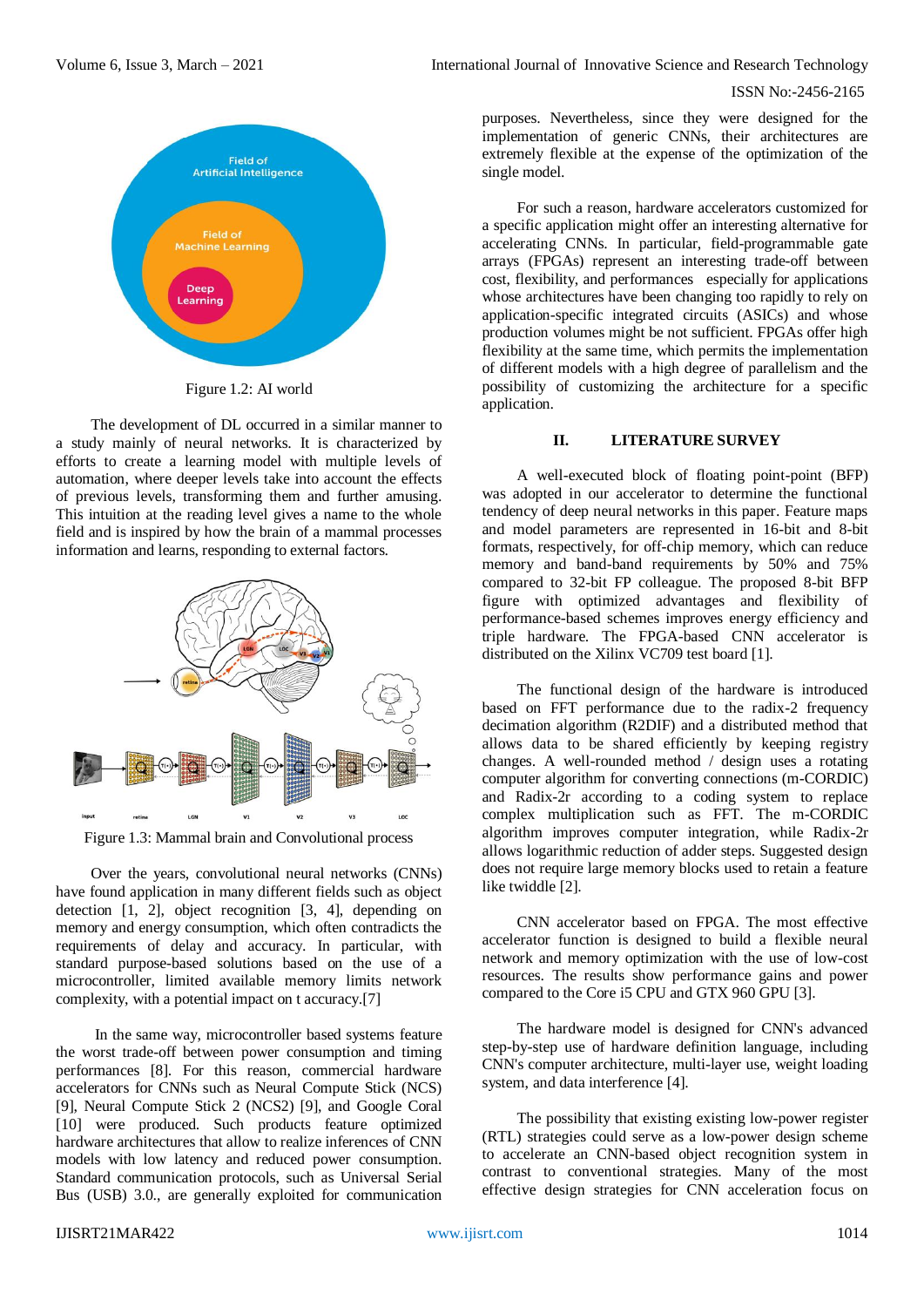Figure 1.2: AI world

The development of DL occurred in a similar manner to a study mainly of neural networks. It is characterized by efforts to create a learning model with multiple levels of automation, where deeper levels take into account the effects of previous levels, transforming them and further amusing. This intuition at the reading level gives a name to the whole field and is inspired by how the brain of a mammal processes information and learns, responding to external factors.

Figure 1.3: Mammal brain and Convolutional process

Over the years, convolutional neural networks (CNNs) have found application in many different fields such as object detection [1, 2], object recognition [3, 4], depending on memory and energy consumption, which often contradicts the requirements of delay and accuracy. In particular, with standard purpose-based solutions based on the use of a microcontroller, limited available memory limits network complexity, with a potential impact on t accuracy.[7]

In the same way, microcontroller based systems feature the worst trade-off between power consumption and timing performances [8]. For this reason, commercial hardware accelerators for CNNs such as Neural Compute Stick (NCS) [9], Neural Compute Stick 2 (NCS2) [9], and Google Coral [10] were produced. Such products feature optimized hardware architectures that allow to realize inferences of CNN models with low latency and reduced power consumption. Standard communication protocols, such as Universal Serial Bus (USB) 3.0., are generally exploited for communication purposes. Nevertheless, since they were designed for the implementation of generic CNNs, their architectures are extremely flexible at the expense of the optimization of the single model.

For such a reason, hardware accelerators customized for a specific application might offer an interesting alternative for accelerating CNNs. In particular, field-programmable gate arrays (FPGAs) represent an interesting trade-off between cost, flexibility, and performances especially for applications whose architectures have been changing too rapidly to rely on application-specific integrated circuits (ASICs) and whose production volumes might be not sufficient. FPGAs offer high flexibility at the same time, which permits the implementation of different models with a high degree of parallelism and the possibility of customizing the architecture for a specific application.

## II. LITERATURE SURVEY

A well-executed block of floating point-point (BFP) was adopted in our accelerator to determine the functional tendency of deep neural networks in this paper. Feature maps and model parameters are represented in 16-bit and 8-bit formats, respectively, for off-chip memory, which can reduce memory and band-band requirements by 50% and 75% compared to 32-bit FP colleague. The proposed 8-bit BFP figure with optimized advantages and flexibility of performance-based schemes improves energy efficiency and triple hardware. The FPGA-based CNN accelerator is distributed on the Xilinx VC709 test board [1].

The functional design of the hardware is introduced based on FFT performance due to the radix-2 frequency decimation algorithm (R2DIF) and a distributed method that allows data to be shared efficiently by keeping registry changes. A well-rounded method / design uses a rotating computer algorithm for converting connections (m-CORDIC) and Radix-2r according to a coding system to replace complex multiplication such as FFT. The m-CORDIC algorithm improves computer integration, while Radix-2r allows logarithmic reduction of adder steps. Suggested design does not require large memory blocks used to retain a feature like twiddle [2].

CNN accelerator based on FPGA. The most effective accelerator function is designed to build a flexible neural network and memory optimization with the use of low-cost resources. The results show performance gains and power compared to the Core i5 CPU and GTX 960 GPU [3].

The hardware model is designed for CNN's advanced step-by-step use of hardware definition language, including CNN's computer architecture, multi-layer use, weight loading system, and data interference [4].

The possibility that existing existing low-power register (RTL) strategies could serve as a low-power design scheme to accelerate an CNN-based object recognition system in contrast to conventional strategies. Many of the most effective design strategies for CNN acceleration focus on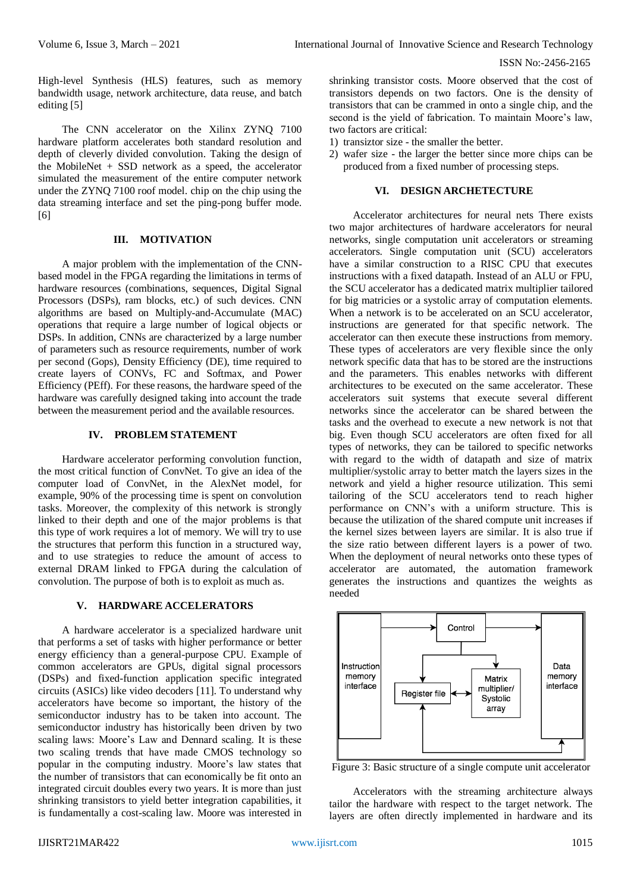High-level Synthesis (HLS) features, such as memory bandwidth usage, network architecture, data reuse, and batch editing [5]

The CNN accelerator on the Xilinx ZYNQ 7100 hardware platform accelerates both standard resolution and depth of cleverly divided convolution. Taking the design of the MobileNet + SSD network as a speed, the accelerator simulated the measurement of the entire computer network under the ZYNQ 7100 roof model. chip on the chip using the data streaming interface and set the ping-pong buffer mode. [6]

## III. MOTIVATION

A major problem with the implementation of the CNN-based model in the FPGA regarding the limitations in terms of hardware resources (combinations, sequences, Digital Signal Processors (DSPs), ram blocks, etc.) of such devices. CNN algorithms are based on Multiply-and-Accumulate (MAC) operations that require a large number of logical objects or DSPs. In addition, CNNs are characterized by a large number of parameters such as resource requirements, number of work per second (Gops), Density Efficiency (DE), time required to create layers of CONVs, FC and Softmax, and Power Efficiency (PEff). For these reasons, the hardware speed of the hardware was carefully designed taking into account the trade between the measurement period and the available resources.

## IV. PROBLEM STATEMENT

Hardware accelerator performing convolution function, the most critical function of ConvNet. To give an idea of the computer load of ConvNet, in the AlexNet model, for example, 90% of the processing time is spent on convolution tasks. Moreover, the complexity of this network is strongly linked to their depth and one of the major problems is that this type of work requires a lot of memory. We will try to use the structures that perform this function in a structured way, and to use strategies to reduce the amount of access to external DRAM linked to FPGA during the calculation of convolution. The purpose of both is to exploit as much as.

## V. HARDWARE ACCELERATORS

A hardware accelerator is a specialized hardware unit that performs a set of tasks with higher performance or better energy efficiency than a general-purpose CPU. Example of common accelerators are GPUs, digital signal processors (DSPs) and fixed-function application specific integrated circuits (ASICs) like video decoders [11]. To understand why accelerators have become so important, the history of the semiconductor industry has to be taken into account. The semiconductor industry has historically been driven by two scaling laws: Moore's Law and Dennard scaling. It is these two scaling trends that have made CMOS technology so popular in the computing industry. Moore's law states that the number of transistors that can economically be fit onto an integrated circuit doubles every two years. It is more than just shrinking transistors to yield better integration capabilities, it is fundamentally a cost-scaling law. Moore was interested in shrinking transistor costs. Moore observed that the cost of transistors depends on two factors. One is the density of transistors that can be crammed in onto a single chip, and the second is the yield of fabrication. To maintain Moore's law, two factors are critical:

1) transiztor size - the smaller the better.
2) wafer size - the larger the better since more chips can be produced from a fixed number of processing steps.

## VI. DESIGN ARCHETECTURE

Accelerator architectures for neural nets There exists two major architectures of hardware accelerators for neural networks, single computation unit accelerators or streaming accelerators. Single computation unit (SCU) accelerators have a similar construction to a RISC CPU that executes instructions with a fixed datapath. Instead of an ALU or FPU, the SCU accelerator has a dedicated matrix multiplier tailored for big matricies or a systolic array of computation elements. When a network is to be accelerated on an SCU accelerator, instructions are generated for that specific network. The accelerator can then execute these instructions from memory. These types of accelerators are very flexible since the only network specific data that has to be stored are the instructions and the parameters. This enables networks with different architectures to be executed on the same accelerator. These accelerators suit systems that execute several different networks since the accelerator can be shared between the tasks and the overhead to execute a new network is not that big. Even though SCU accelerators are often fixed for all types of networks, they can be tailored to specific networks with regard to the width of datapath and size of matrix multiplier/systolic array to better match the layers sizes in the network and yield a higher resource utilization. This semi tailoring of the SCU accelerators tend to reach higher performance on CNN's with a uniform structure. This is because the utilization of the shared compute unit increases if the kernel sizes between layers are similar. It is also true if the size ratio between different layers is a power of two. When the deployment of neural networks onto these types of accelerator are automated, the automation framework generates the instructions and quantizes the weights as needed

Figure 3: Basic structure of a single compute unit accelerator

Accelerators with the streaming architecture always tailor the hardware with respect to the target network. The layers are often directly implemented in hardware and its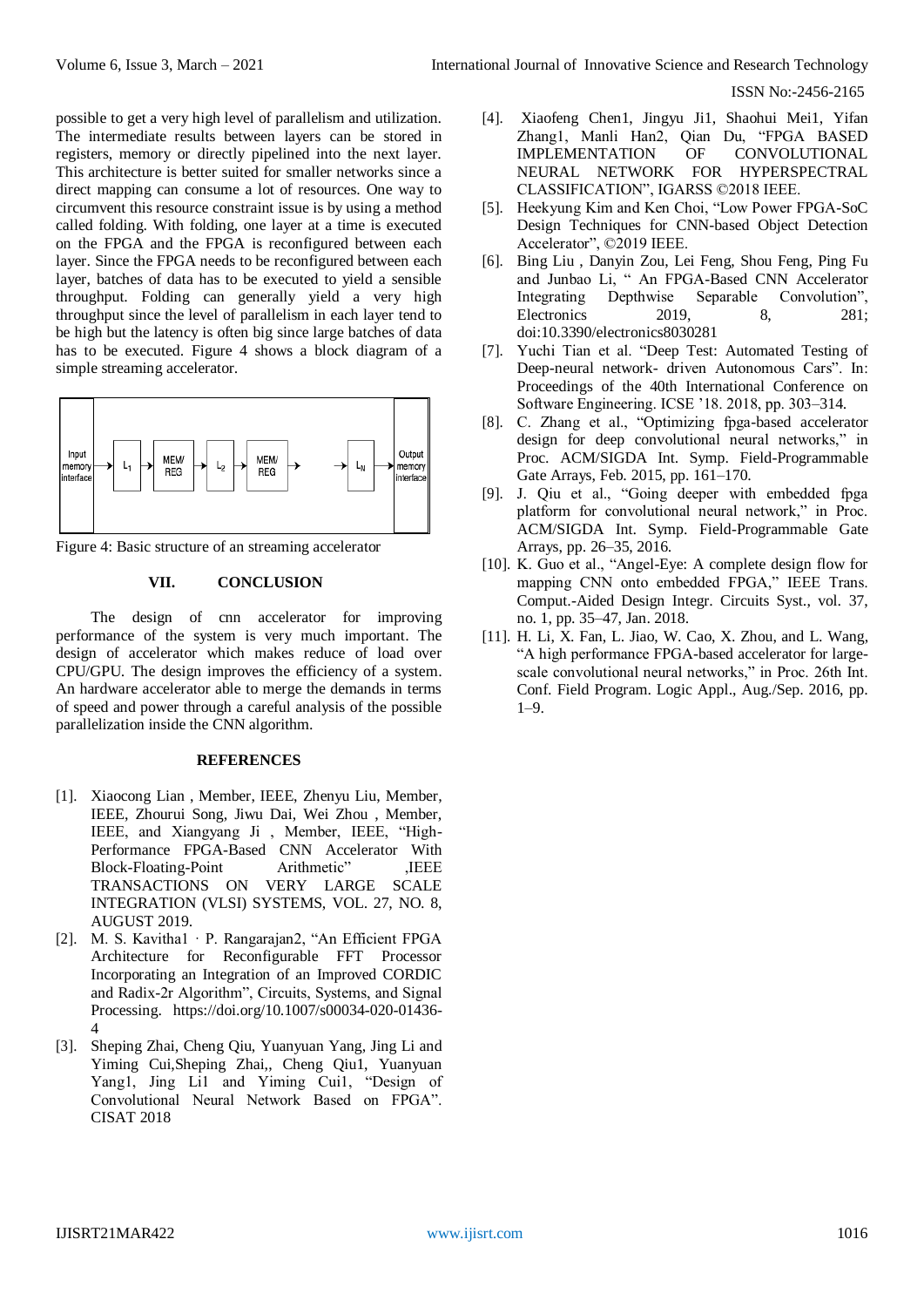possible to get a very high level of parallelism and utilization. The intermediate results between layers can be stored in registers, memory or directly pipelined into the next layer. This architecture is better suited for smaller networks since a direct mapping can consume a lot of resources. One way to circumvent this resource constraint issue is by using a method called folding. With folding, one layer at a time is executed on the FPGA and the FPGA is reconfigured between each layer. Since the FPGA needs to be reconfigured between each layer, batches of data has to be executed to yield a sensible throughput. Folding can generally yield a very high throughput since the level of parallelism in each layer tend to be high but the latency is often big since large batches of data has to be executed. Figure 4 shows a block diagram of a simple streaming accelerator.

Input memory interface
$L_1$
MEM/ REG
$L_2$
MEM/ REG
$L_N$
Output memory interface

Figure 4: Basic structure of an streaming accelerator

## VII. CONCLUSION

The design of cnn accelerator for improving performance of the system is very much important. The design of accelerator which makes reduce of load over CPU/GPU. The design improves the efficiency of a system. An hardware accelerator able to merge the demands in terms of speed and power through a careful analysis of the possible parallelization inside the CNN algorithm.

## REFERENCES

[1]. Xiaocong Lian , Member, IEEE, Zhenyu Liu, Member, IEEE, Zhourui Song, Jiwu Dai, Wei Zhou , Member, IEEE, and Xiangyang Ji , Member, IEEE, "High-Performance FPGA-Based CNN Accelerator With Block-Floating-Point Arithmetic" ,IEEE TRANSACTIONS ON VERY LARGE SCALE INTEGRATION (VLSI) SYSTEMS, VOL. 27, NO. 8, AUGUST 2019.

[2]. M. S. Kavitha1 · P. Rangarajan2, "An Efficient FPGA Architecture for Reconfigurable FFT Processor Incorporating an Integration of an Improved CORDIC and Radix-2r Algorithm", Circuits, Systems, and Signal Processing. https://doi.org/10.1007/s00034-020-01436-4

[3]. Sheping Zhai, Cheng Qiu, Yuanyuan Yang, Jing Li and Yiming Cui,Sheping Zhai,, Cheng Qiu1, Yuanyuan Yang1, Jing Li1 and Yiming Cui1, "Design of Convolutional Neural Network Based on FPGA". CISAT 2018

[4]. Xiaofeng Chen1, Jingyu Ji1, Shaohui Mei1, Yifan Zhang1, Manli Han2, Qian Du, "FPGA BASED IMPLEMENTATION OF CONVOLUTIONAL NEURAL NETWORK FOR HYPERSPECTRAL CLASSIFICATION", IGARSS ©2018 IEEE.

[5]. Heekyung Kim and Ken Choi, "Low Power FPGA-SoC Design Techniques for CNN-based Object Detection Accelerator", ©2019 IEEE.

[6]. Bing Liu , Danyin Zou, Lei Feng, Shou Feng, Ping Fu and Junbao Li, " An FPGA-Based CNN Accelerator Integrating Depthwise Separable Convolution", Electronics 2019, 8, 281; doi:10.3390/electronics8030281

[7]. Yuchi Tian et al. "Deep Test: Automated Testing of Deep-neural network- driven Autonomous Cars". In: Proceedings of the 40th International Conference on Software Engineering. ICSE '18. 2018, pp. 303–314.

[8]. C. Zhang et al., "Optimizing fpga-based accelerator design for deep convolutional neural networks," in Proc. ACM/SIGDA Int. Symp. Field-Programmable Gate Arrays, Feb. 2015, pp. 161–170.

[9]. J. Qiu et al., "Going deeper with embedded fpga platform for convolutional neural network," in Proc. ACM/SIGDA Int. Symp. Field-Programmable Gate Arrays, pp. 26–35, 2016.

[10]. K. Guo et al., "Angel-Eye: A complete design flow for mapping CNN onto embedded FPGA," IEEE Trans. Comput.-Aided Design Integr. Circuits Syst., vol. 37, no. 1, pp. 35–47, Jan. 2018.

[11]. H. Li, X. Fan, L. Jiao, W. Cao, X. Zhou, and L. Wang, "A high performance FPGA-based accelerator for large-scale convolutional neural networks," in Proc. 26th Int. Conf. Field Program. Logic Appl., Aug./Sep. 2016, pp. 1–9.